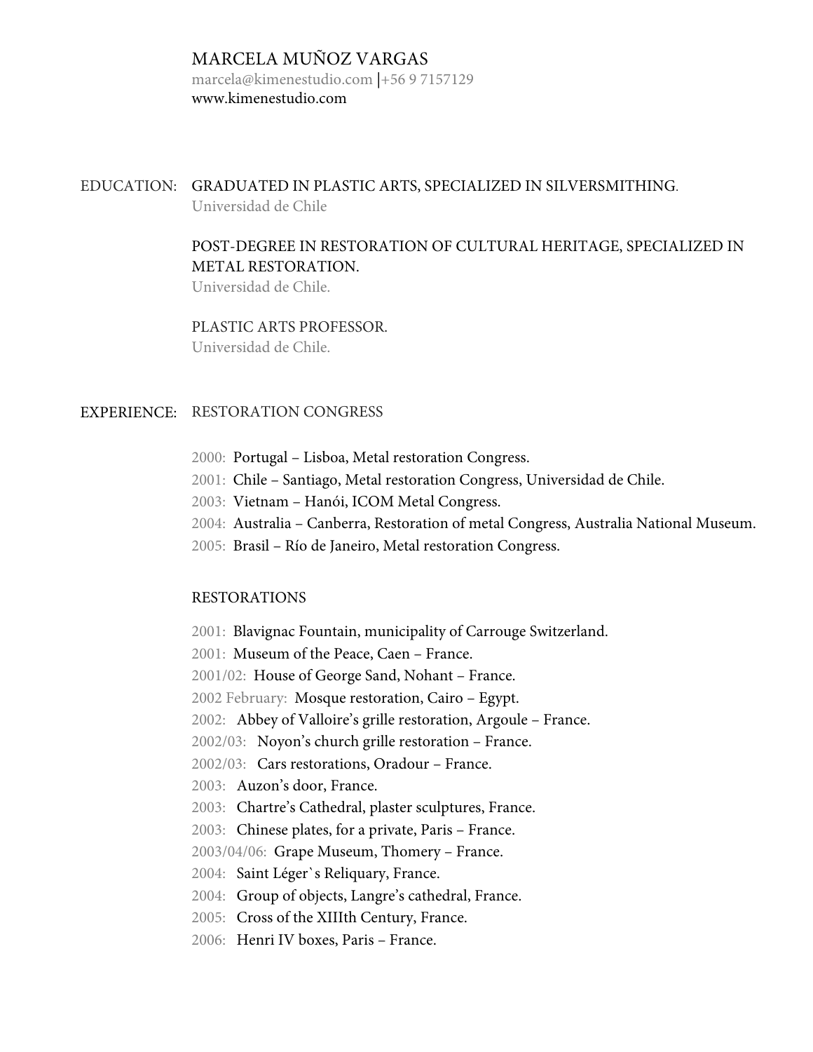# MARCELA MUÑOZ VARGAS

marcela@kimenestudio.com |+56 9 7157129
www.kimenestudio.com

## EDUCATION:

GRADUATED IN PLASTIC ARTS, SPECIALIZED IN SILVERSMITHING.
Universidad de Chile

POST-DEGREE IN RESTORATION OF CULTURAL HERITAGE, SPECIALIZED IN METAL RESTORATION.
Universidad de Chile.

PLASTIC ARTS PROFESSOR.
Universidad de Chile.

## EXPERIENCE:

### RESTORATION CONGRESS

- 2000: Portugal – Lisboa, Metal restoration Congress.
- 2001: Chile – Santiago, Metal restoration Congress, Universidad de Chile.
- 2003: Vietnam – Hanói, ICOM Metal Congress.
- 2004: Australia – Canberra, Restoration of metal Congress, Australia National Museum.
- 2005: Brasil – Río de Janeiro, Metal restoration Congress.

### RESTORATIONS

- 2001: Blavignac Fountain, municipality of Carrouge Switzerland.
- 2001: Museum of the Peace, Caen – France.
- 2001/02: House of George Sand, Nohant – France.
- 2002 February: Mosque restoration, Cairo – Egypt.
- 2002: Abbey of Valloire's grille restoration, Argoule – France.
- 2002/03: Noyon's church grille restoration – France.
- 2002/03: Cars restorations, Oradour – France.
- 2003: Auzon's door, France.
- 2003: Chartre's Cathedral, plaster sculptures, France.
- 2003: Chinese plates, for a private, Paris – France.
- 2003/04/06: Grape Museum, Thomery – France.
- 2004: Saint Léger`s Reliquary, France.
- 2004: Group of objects, Langre's cathedral, France.
- 2005: Cross of the XIIIth Century, France.
- 2006: Henri IV boxes, Paris – France.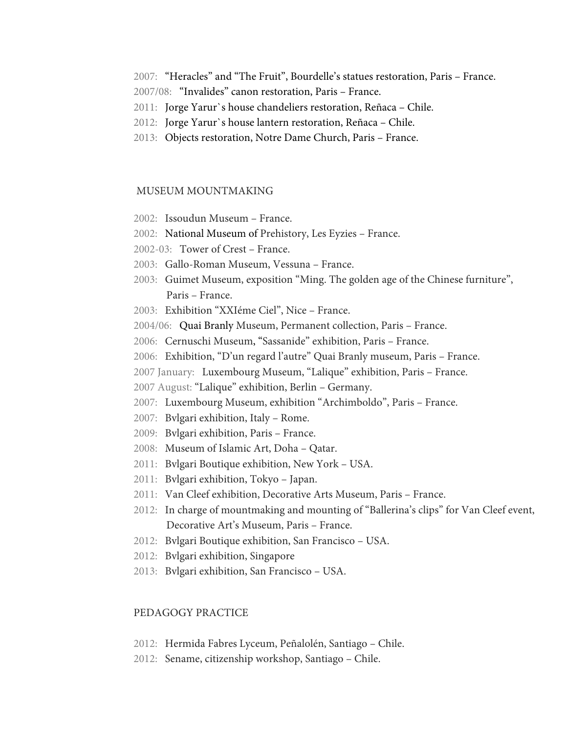2007: "Heracles" and "The Fruit", Bourdelle's statues restoration, Paris – France.
2007/08: "Invalides" canon restoration, Paris – France.
2011: Jorge Yarur`s house chandeliers restoration, Reñaca – Chile.
2012: Jorge Yarur`s house lantern restoration, Reñaca – Chile.
2013: Objects restoration, Notre Dame Church, Paris – France.

## MUSEUM MOUNTMAKING

2002: Issoudun Museum – France.
2002: National Museum of Prehistory, Les Eyzies – France.
2002-03: Tower of Crest – France.
2003: Gallo-Roman Museum, Vessuna – France.
2003: Guimet Museum, exposition "Ming. The golden age of the Chinese furniture", Paris – France.
2003: Exhibition "XXIéme Ciel", Nice – France.
2004/06: Quai Branly Museum, Permanent collection, Paris – France.
2006: Cernuschi Museum, "Sassanide" exhibition, Paris – France.
2006: Exhibition, "D'un regard l'autre" Quai Branly museum, Paris – France.
2007 January: Luxembourg Museum, "Lalique" exhibition, Paris – France.
2007 August: "Lalique" exhibition, Berlin – Germany.
2007: Luxembourg Museum, exhibition "Archimboldo", Paris – France.
2007: Bvlgari exhibition, Italy – Rome.
2009: Bvlgari exhibition, Paris – France.
2008: Museum of Islamic Art, Doha – Qatar.
2011: Bvlgari Boutique exhibition, New York – USA.
2011: Bvlgari exhibition, Tokyo – Japan.
2011: Van Cleef exhibition, Decorative Arts Museum, Paris – France.
2012: In charge of mountmaking and mounting of "Ballerina's clips" for Van Cleef event, Decorative Art's Museum, Paris – France.
2012: Bvlgari Boutique exhibition, San Francisco – USA.
2012: Bvlgari exhibition, Singapore
2013: Bvlgari exhibition, San Francisco – USA.

## PEDAGOGY PRACTICE

2012: Hermida Fabres Lyceum, Peñalolén, Santiago – Chile.
2012: Sename, citizenship workshop, Santiago – Chile.